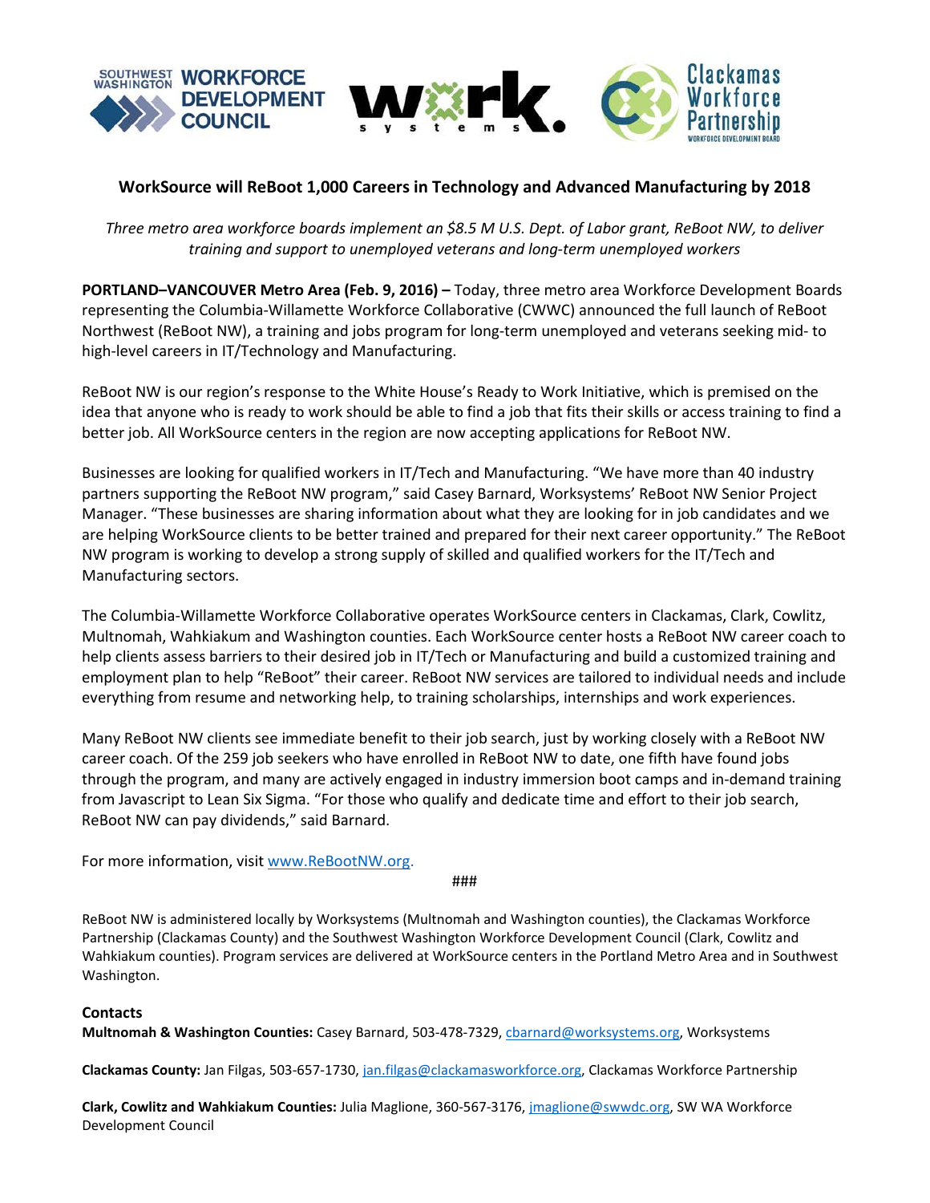SOUTHWEST WASHINGTON WORKFORCE DEVELOPMENT COUNCIL | work. systems | Clackamas Workforce Partnership WORKFORCE DEVELOPMENT BOARD

## WorkSource will ReBoot 1,000 Careers in Technology and Advanced Manufacturing by 2018

*Three metro area workforce boards implement an $8.5 M U.S. Dept. of Labor grant, ReBoot NW, to deliver training and support to unemployed veterans and long-term unemployed workers*

**PORTLAND–VANCOUVER Metro Area (Feb. 9, 2016) –** Today, three metro area Workforce Development Boards representing the Columbia-Willamette Workforce Collaborative (CWWC) announced the full launch of ReBoot Northwest (ReBoot NW), a training and jobs program for long-term unemployed and veterans seeking mid- to high-level careers in IT/Technology and Manufacturing.

ReBoot NW is our region's response to the White House's Ready to Work Initiative, which is premised on the idea that anyone who is ready to work should be able to find a job that fits their skills or access training to find a better job. All WorkSource centers in the region are now accepting applications for ReBoot NW.

Businesses are looking for qualified workers in IT/Tech and Manufacturing. "We have more than 40 industry partners supporting the ReBoot NW program," said Casey Barnard, Worksystems' ReBoot NW Senior Project Manager. "These businesses are sharing information about what they are looking for in job candidates and we are helping WorkSource clients to be better trained and prepared for their next career opportunity." The ReBoot NW program is working to develop a strong supply of skilled and qualified workers for the IT/Tech and Manufacturing sectors.

The Columbia-Willamette Workforce Collaborative operates WorkSource centers in Clackamas, Clark, Cowlitz, Multnomah, Wahkiakum and Washington counties. Each WorkSource center hosts a ReBoot NW career coach to help clients assess barriers to their desired job in IT/Tech or Manufacturing and build a customized training and employment plan to help "ReBoot" their career. ReBoot NW services are tailored to individual needs and include everything from resume and networking help, to training scholarships, internships and work experiences.

Many ReBoot NW clients see immediate benefit to their job search, just by working closely with a ReBoot NW career coach. Of the 259 job seekers who have enrolled in ReBoot NW to date, one fifth have found jobs through the program, and many are actively engaged in industry immersion boot camps and in-demand training from Javascript to Lean Six Sigma. "For those who qualify and dedicate time and effort to their job search, ReBoot NW can pay dividends," said Barnard.

For more information, visit [www.ReBootNW.org](www.ReBootNW.org).

###

ReBoot NW is administered locally by Worksystems (Multnomah and Washington counties), the Clackamas Workforce Partnership (Clackamas County) and the Southwest Washington Workforce Development Council (Clark, Cowlitz and Wahkiakum counties). Program services are delivered at WorkSource centers in the Portland Metro Area and in Southwest Washington.

### Contacts

**Multnomah & Washington Counties:** Casey Barnard, 503-478-7329, cbarnard@worksystems.org, Worksystems

**Clackamas County:** Jan Filgas, 503-657-1730, jan.filgas@clackamasworkforce.org, Clackamas Workforce Partnership

**Clark, Cowlitz and Wahkiakum Counties:** Julia Maglione, 360-567-3176, jmaglione@swwdc.org, SW WA Workforce Development Council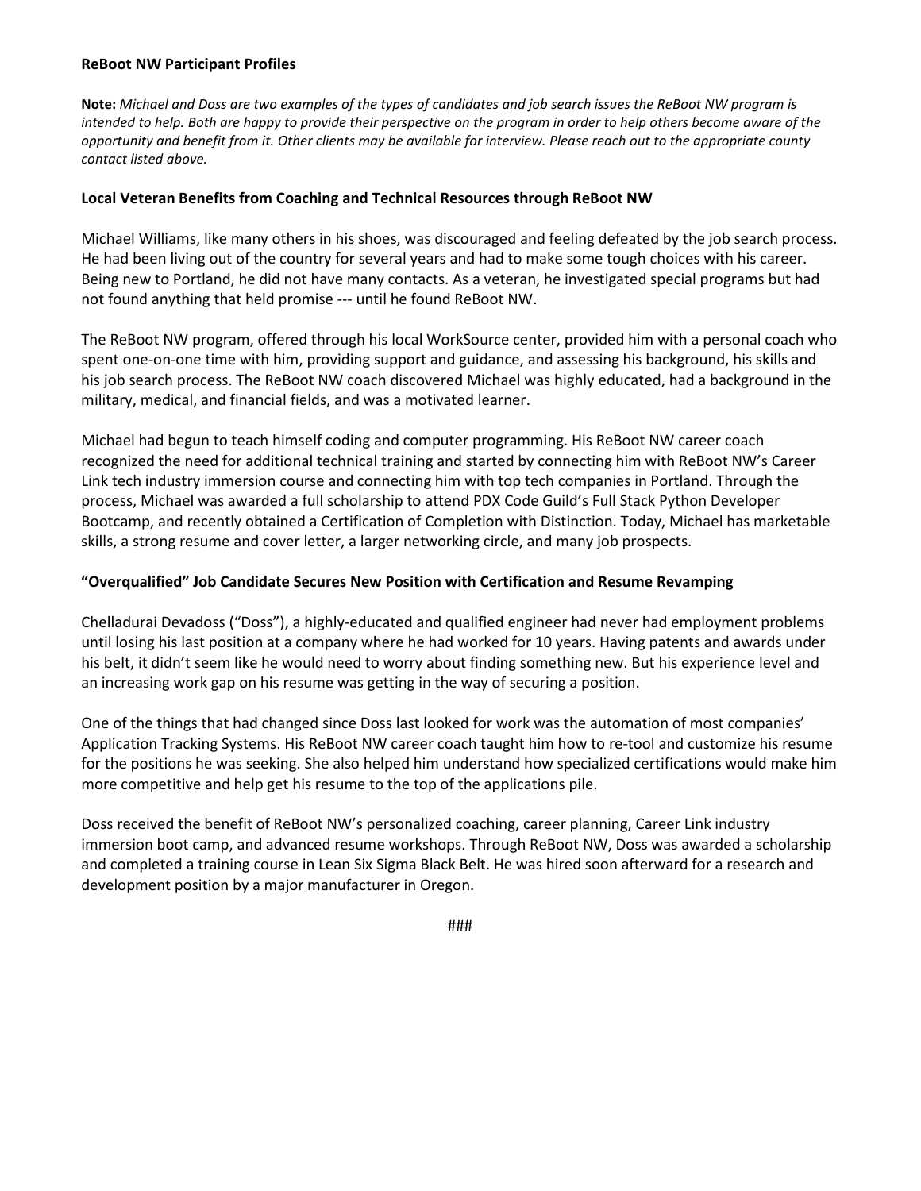**ReBoot NW Participant Profiles**

**Note:** *Michael and Doss are two examples of the types of candidates and job search issues the ReBoot NW program is intended to help. Both are happy to provide their perspective on the program in order to help others become aware of the opportunity and benefit from it. Other clients may be available for interview. Please reach out to the appropriate county contact listed above.*

**Local Veteran Benefits from Coaching and Technical Resources through ReBoot NW**

Michael Williams, like many others in his shoes, was discouraged and feeling defeated by the job search process. He had been living out of the country for several years and had to make some tough choices with his career. Being new to Portland, he did not have many contacts. As a veteran, he investigated special programs but had not found anything that held promise --- until he found ReBoot NW.

The ReBoot NW program, offered through his local WorkSource center, provided him with a personal coach who spent one-on-one time with him, providing support and guidance, and assessing his background, his skills and his job search process. The ReBoot NW coach discovered Michael was highly educated, had a background in the military, medical, and financial fields, and was a motivated learner.

Michael had begun to teach himself coding and computer programming. His ReBoot NW career coach recognized the need for additional technical training and started by connecting him with ReBoot NW's Career Link tech industry immersion course and connecting him with top tech companies in Portland. Through the process, Michael was awarded a full scholarship to attend PDX Code Guild's Full Stack Python Developer Bootcamp, and recently obtained a Certification of Completion with Distinction. Today, Michael has marketable skills, a strong resume and cover letter, a larger networking circle, and many job prospects.

**"Overqualified" Job Candidate Secures New Position with Certification and Resume Revamping**

Chelladurai Devadoss ("Doss"), a highly-educated and qualified engineer had never had employment problems until losing his last position at a company where he had worked for 10 years. Having patents and awards under his belt, it didn't seem like he would need to worry about finding something new. But his experience level and an increasing work gap on his resume was getting in the way of securing a position.

One of the things that had changed since Doss last looked for work was the automation of most companies' Application Tracking Systems. His ReBoot NW career coach taught him how to re-tool and customize his resume for the positions he was seeking. She also helped him understand how specialized certifications would make him more competitive and help get his resume to the top of the applications pile.

Doss received the benefit of ReBoot NW's personalized coaching, career planning, Career Link industry immersion boot camp, and advanced resume workshops. Through ReBoot NW, Doss was awarded a scholarship and completed a training course in Lean Six Sigma Black Belt. He was hired soon afterward for a research and development position by a major manufacturer in Oregon.

###